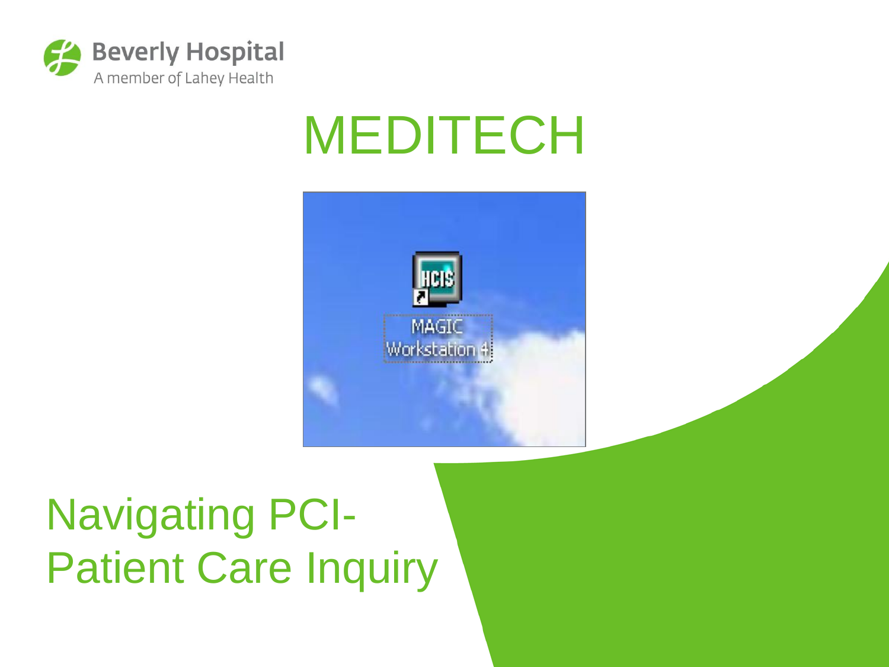Beverly Hospital
A member of Lahey Health

# MEDITECH

HCIS
MAGIC
Workstation 4

# Navigating PCI-Patient Care Inquiry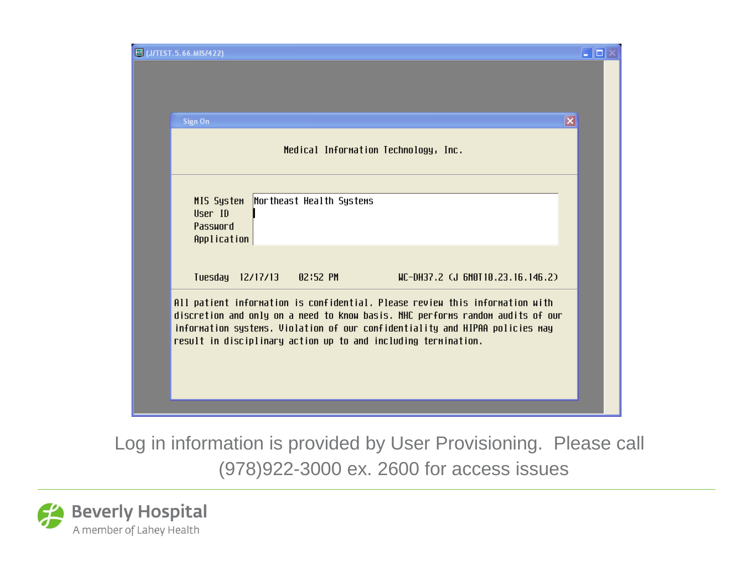(J/TEST.5.66.MIS/422)

Sign On

Medical Information Technology, Inc.

MIS System Northeast Health Systems
User ID
Password
Application

Tuesday 12/17/13 02:52 PM WC-DH37.2 (J 6N0T10.23.16.146.2)

All patient information is confidential. Please review this information with discretion and only on a need to know basis. NHC performs random audits of our information systems. Violation of our confidentiality and HIPAA policies may result in disciplinary action up to and including termination.

Log in information is provided by User Provisioning. Please call (978)922-3000 ex. 2600 for access issues

Beverly Hospital
A member of Lahey Health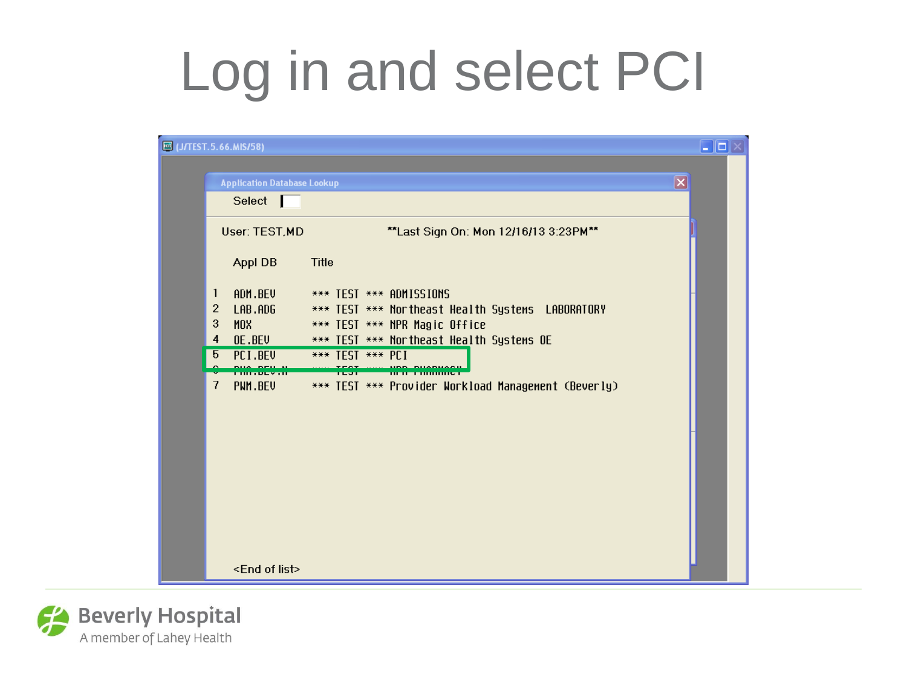# Log in and select PCI

(J/TEST.5.66.MIS/58)

Application Database Lookup

Select

User: TEST.MD **Last Sign On: Mon 12/16/13 3:23PM**

| | Appl DB | Title |
|---|---|---|
| 1 | ADM.BEV | *** TEST *** ADMISSIONS |
| 2 | LAB.ADG | *** TEST *** Northeast Health Systems LABORATORY |
| 3 | MOX | *** TEST *** NPR Magic Office |
| 4 | OE.BEV | *** TEST *** Northeast Health Systems OE |
| 5 | PCI.BEV | *** TEST *** PCI |
| 6 | PHA.BEV.N | *** TEST *** NPR PHARMACY |
| 7 | PWM.BEV | *** TEST *** Provider Workload Management (Beverly) |

<End of list>

Beverly Hospital
A member of Lahey Health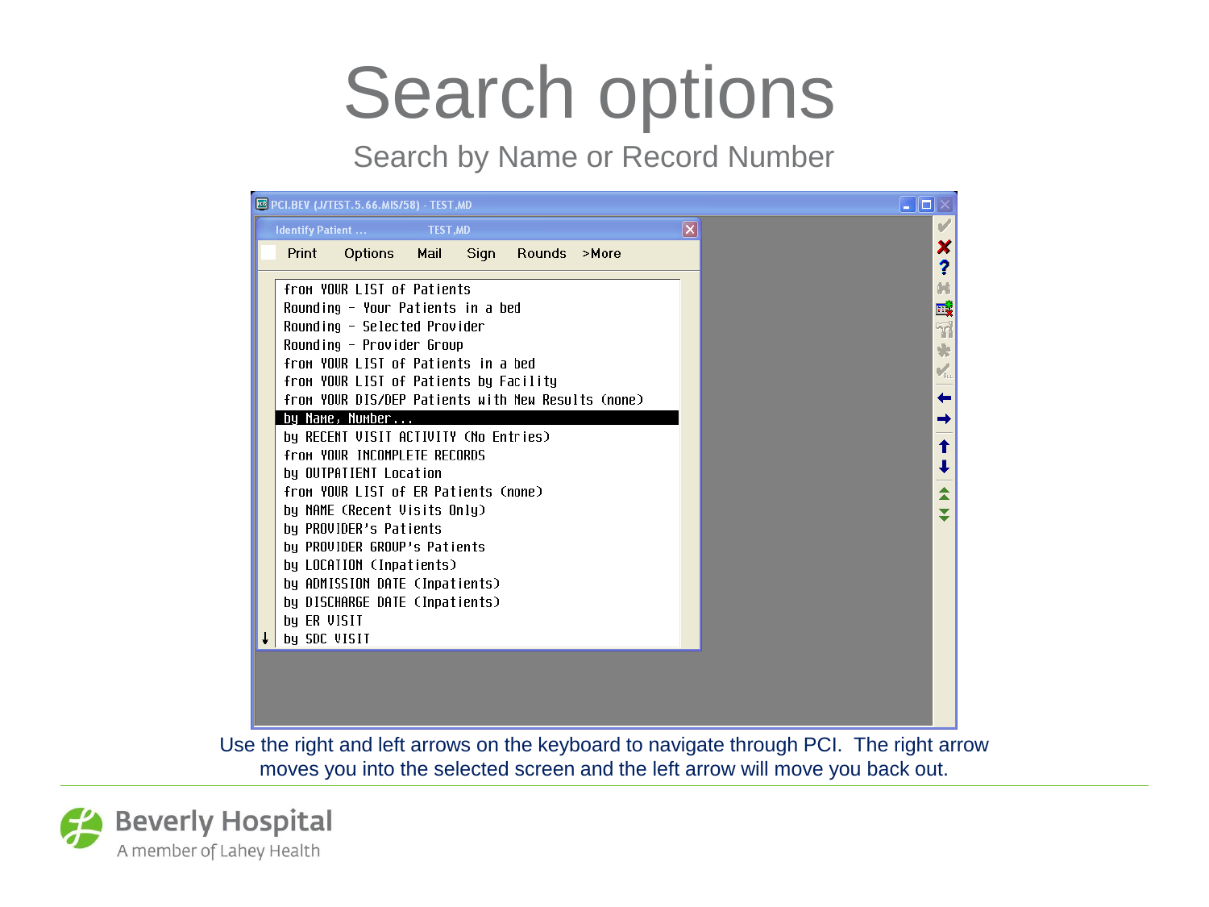# Search options

Search by Name or Record Number

PCI.BEV (J/TEST.5.66.MIS/58) - TEST,MD

Identify Patient ... TEST,MD

Print Options Mail Sign Rounds >More

from YOUR LIST of Patients
Rounding - Your Patients in a bed
Rounding - Selected Provider
Rounding - Provider Group
from YOUR LIST of Patients in a bed
from YOUR LIST of Patients by Facility
from YOUR DIS/DEP Patients with New Results (none)
by Name, Number...
by RECENT VISIT ACTIVITY (No Entries)
from YOUR INCOMPLETE RECORDS
by OUTPATIENT Location
from YOUR LIST of ER Patients (none)
by NAME (Recent Visits Only)
by PROVIDER's Patients
by PROVIDER GROUP's Patients
by LOCATION (Inpatients)
by ADMISSION DATE (Inpatients)
by DISCHARGE DATE (Inpatients)
by ER VISIT
by SDC VISIT

Use the right and left arrows on the keyboard to navigate through PCI. The right arrow moves you into the selected screen and the left arrow will move you back out.

Beverly Hospital
A member of Lahey Health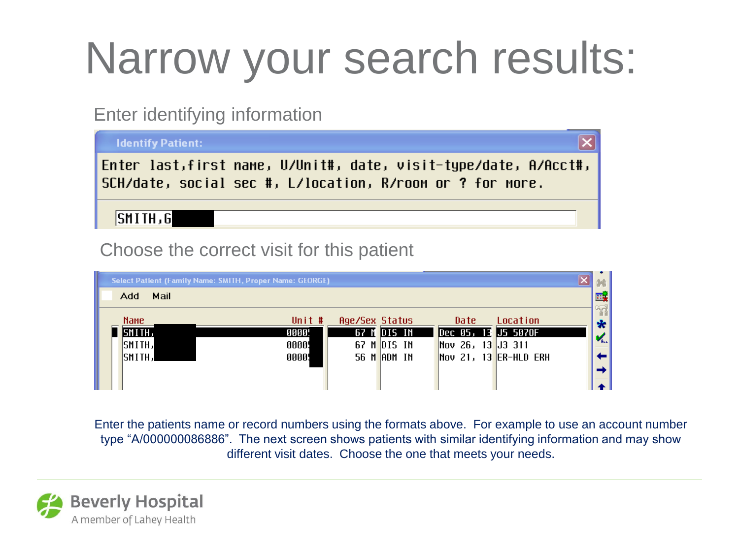# Narrow your search results:

Enter identifying information

**Identify Patient:**

Enter last,first name, U/Unit#, date, visit-type/date, A/Acct#, SCH/date, social sec #, L/location, R/room or ? for more.

SMITH,G

Choose the correct visit for this patient

Select Patient (Family Name: SMITH, Proper Name: GEORGE)

Add Mail

| Name | Unit # | Age/Sex | Status | Date | Location |
|---|---|---|---|---|---|
| SMITH, | 0000 | 67 M | DIS IN | Dec 05, 13 | J5 5070F |
| SMITH, | 0000 | 67 M | DIS IN | Nov 26, 13 | J3 311 |
| SMITH, | 0000 | 56 M | ADM IN | Nov 21, 13 | ER-HLD ERH |

Enter the patients name or record numbers using the formats above. For example to use an account number type "A/000000086886". The next screen shows patients with similar identifying information and may show different visit dates. Choose the one that meets your needs.

Beverly Hospital
A member of Lahey Health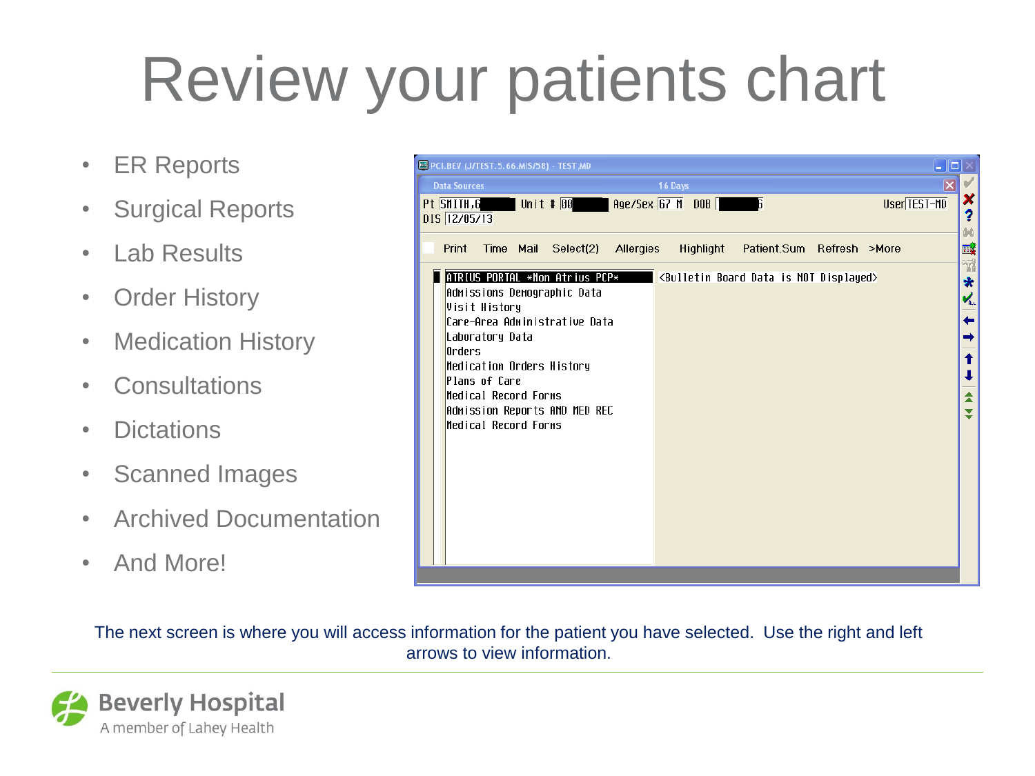# Review your patients chart

- ER Reports
- Surgical Reports
- Lab Results
- Order History
- Medication History
- Consultations
- Dictations
- Scanned Images
- Archived Documentation
- And More!

PCI.BEV (J/TEST.5.66.MIS/58) - TEST,MD

Data Sources 16 Days

Pt SMITH,G Unit # 00 Age/Sex 67 M DOB User TEST-MD

DIS 12/05/13

Print Time Mail Select(2) Allergies Highlight Patient.Sum Refresh >More

- ATRIUS PORTAL *Non Atrius PCP*
- Admissions Demographic Data
- Visit History
- Care-Area Administrative Data
- Laboratory Data
- Orders
- Medication Orders History
- Plans of Care
- Medical Record Forms
- Admission Reports AND MED REC
- Medical Record Forms

<Bulletin Board Data is NOT Displayed>

The next screen is where you will access information for the patient you have selected. Use the right and left arrows to view information.

Beverly Hospital
A member of Lahey Health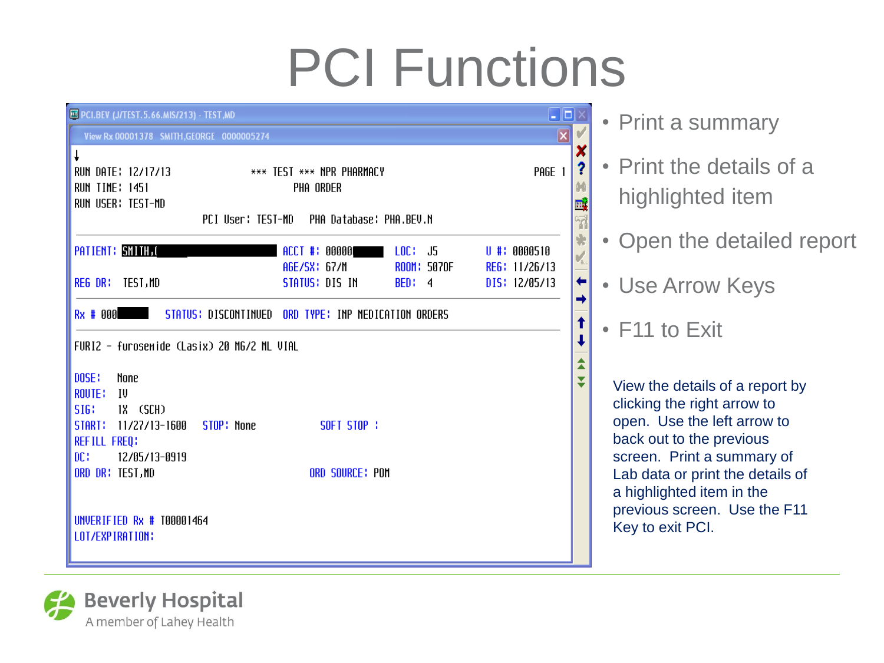# PCI Functions

```
PCI.BEV (J/TEST.5.66.MIS/213) - TEST,MD
View Rx 00001378  SMITH,GEORGE  0000005274

RUN DATE: 12/17/13            *** TEST *** NPR PHARMACY                    PAGE 1
RUN TIME: 1451                      PHA ORDER
RUN USER: TEST-MD
                    PCI User: TEST-MD    PHA Database: PHA.BEV.N

PATIENT: SMITH,(                  ACCT #: 00000      LOC:  J5       U #: 0000510
                                  AGE/SX: 67/M       ROOM: 5070F    REG: 11/26/13
REG DR:  TEST,MD                  STATUS: DIS IN     BED:  4        DIS: 12/05/13

Rx # 000        STATUS: DISCONTINUED  ORD TYPE: INP MEDICATION ORDERS

FUR12 - furosemide (Lasix) 20 MG/2 ML VIAL

DOSE:   None
ROUTE:  IV
SIG:    1X  (SCH)
START:  11/27/13-1600   STOP: None           SOFT STOP :
REFILL FREQ:
DC:     12/05/13-0919
ORD DR: TEST,MD                        ORD SOURCE: POM


UNVERIFIED Rx # T00001464
LOT/EXPIRATION:
```

- Print a summary
- Print the details of a highlighted item
- Open the detailed report
- Use Arrow Keys
- F11 to Exit

View the details of a report by clicking the right arrow to open. Use the left arrow to back out to the previous screen. Print a summary of Lab data or print the details of a highlighted item in the previous screen. Use the F11 Key to exit PCI.

Beverly Hospital
A member of Lahey Health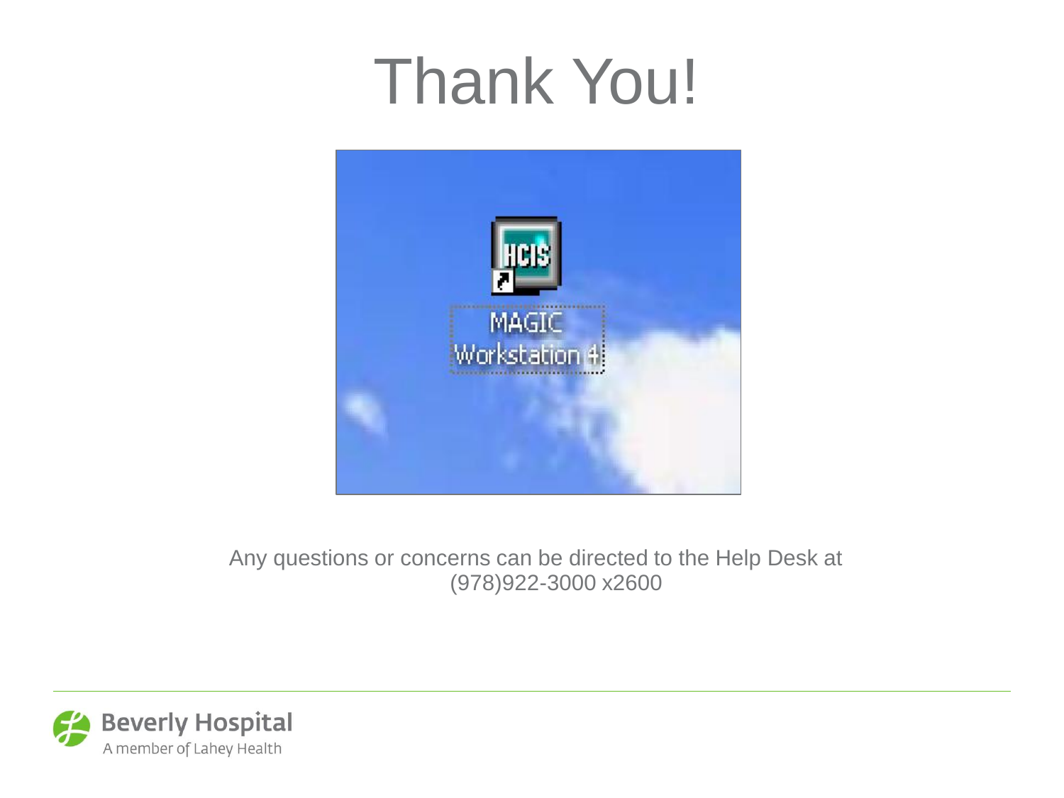# Thank You!

Any questions or concerns can be directed to the Help Desk at (978)922-3000 x2600